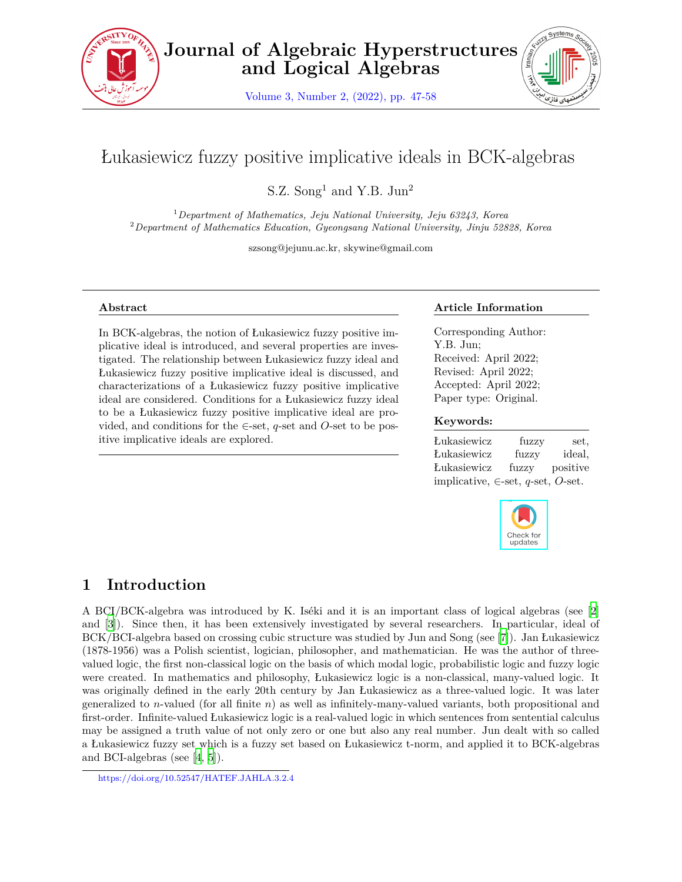# Łukasiewicz fuzzy positive implicative ideals in BCK-algebras

S.Z. Song[1] and Y.B. Jun[2]

[1] *Department of Mathematics, Jeju National University, Jeju 63243, Korea*
[2] *Department of Mathematics Education, Gyeongsang National University, Jinju 52828, Korea*

szsong@jejunu.ac.kr, skywine@gmail.com

**Abstract**

In BCK-algebras, the notion of Łukasiewicz fuzzy positive implicative ideal is introduced, and several properties are investigated. The relationship between Łukasiewicz fuzzy ideal and Łukasiewicz fuzzy positive implicative ideal is discussed, and characterizations of a Łukasiewicz fuzzy positive implicative ideal are considered. Conditions for a Łukasiewicz fuzzy ideal to be a Łukasiewicz fuzzy positive implicative ideal are provided, and conditions for the $\in$-set, $q$-set and $O$-set to be positive implicative ideals are explored.

**Article Information**

Corresponding Author: Y.B. Jun;
Received: April 2022;
Revised: April 2022;
Accepted: April 2022;
Paper type: Original.

**Keywords:**

Łukasiewicz fuzzy set, Łukasiewicz fuzzy ideal, Łukasiewicz fuzzy positive implicative, $\in$-set, $q$-set, $O$-set.

## 1 Introduction

A BCI/BCK-algebra was introduced by K. Iséki and it is an important class of logical algebras (see [2] and [3]). Since then, it has been extensively investigated by several researchers. In particular, ideal of BCK/BCI-algebra based on crossing cubic structure was studied by Jun and Song (see [7]). Jan Łukasiewicz (1878-1956) was a Polish scientist, logician, philosopher, and mathematician. He was the author of three-valued logic, the first non-classical logic on the basis of which modal logic, probabilistic logic and fuzzy logic were created. In mathematics and philosophy, Łukasiewicz logic is a non-classical, many-valued logic. It was originally defined in the early 20th century by Jan Łukasiewicz as a three-valued logic. It was later generalized to $n$-valued (for all finite $n$) as well as infinitely-many-valued variants, both propositional and first-order. Infinite-valued Łukasiewicz logic is a real-valued logic in which sentences from sentential calculus may be assigned a truth value of not only zero or one but also any real number. Jun dealt with so called a Łukasiewicz fuzzy set which is a fuzzy set based on Łukasiewicz t-norm, and applied it to BCK-algebras and BCI-algebras (see [4, 5]).

https://doi.org/10.52547/HATEF.JAHLA.3.2.4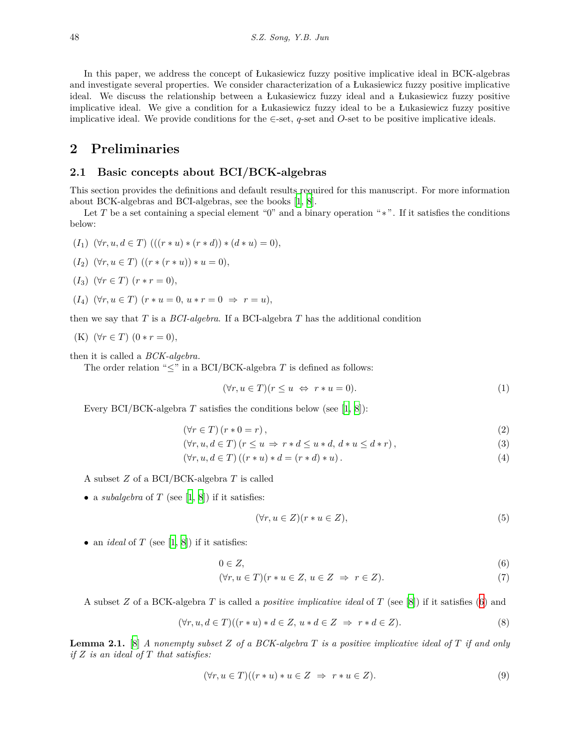In this paper, we address the concept of Łukasiewicz fuzzy positive implicative ideal in BCK-algebras and investigate several properties. We consider characterization of a Łukasiewicz fuzzy positive implicative ideal. We discuss the relationship between a Łukasiewicz fuzzy ideal and a Łukasiewicz fuzzy positive implicative ideal. We give a condition for a Łukasiewicz fuzzy ideal to be a Łukasiewicz fuzzy positive implicative ideal. We provide conditions for the $\in$-set, $q$-set and $O$-set to be positive implicative ideals.

## 2 Preliminaries

### 2.1 Basic concepts about BCI/BCK-algebras

This section provides the definitions and default results required for this manuscript. For more information about BCK-algebras and BCI-algebras, see the books [1, 8].

Let $T$ be a set containing a special element "0" and a binary operation "$*$". If it satisfies the conditions below:

- $(I_1)$ $(\forall r, u, d \in T)$ $(((r * u) * (r * d)) * (d * u) = 0)$,
- $(I_2)$ $(\forall r, u \in T)$ $((r * (r * u)) * u = 0)$,
- $(I_3)$ $(\forall r \in T)$ $(r * r = 0)$,
- $(I_4)$ $(\forall r, u \in T)$ $(r * u = 0,\ u * r = 0 \ \Rightarrow\ r = u)$,

then we say that $T$ is a *BCI-algebra*. If a BCI-algebra $T$ has the additional condition

- (K) $(\forall r \in T)$ $(0 * r = 0)$,

then it is called a *BCK-algebra*.

The order relation "$\leq$" in a BCI/BCK-algebra $T$ is defined as follows:

$$(\forall r, u \in T)(r \leq u \ \Leftrightarrow\ r * u = 0). \tag{1}$$

Every BCI/BCK-algebra $T$ satisfies the conditions below (see [1, 8]):

$$(\forall r \in T)\left(r * 0 = r\right), \tag{2}$$

$$(\forall r, u, d \in T)\left(r \leq u \ \Rightarrow\ r * d \leq u * d,\ d * u \leq d * r\right), \tag{3}$$

$$(\forall r, u, d \in T)\left((r * u) * d = (r * d) * u\right). \tag{4}$$

A subset $Z$ of a BCI/BCK-algebra $T$ is called

- a *subalgebra* of $T$ (see [1, 8]) if it satisfies:

$$(\forall r, u \in Z)(r * u \in Z), \tag{5}$$

- an *ideal* of $T$ (see [1, 8]) if it satisfies:

$$0 \in Z, \tag{6}$$

$$(\forall r, u \in T)(r * u \in Z,\ u \in Z \ \Rightarrow\ r \in Z). \tag{7}$$

A subset $Z$ of a BCK-algebra $T$ is called a *positive implicative ideal* of $T$ (see [8]) if it satisfies (6) and

$$(\forall r, u, d \in T)((r * u) * d \in Z,\ u * d \in Z \ \Rightarrow\ r * d \in Z). \tag{8}$$

**Lemma 2.1.** [8] *A nonempty subset $Z$ of a BCK-algebra $T$ is a positive implicative ideal of $T$ if and only if $Z$ is an ideal of $T$ that satisfies:*

$$(\forall r, u \in T)((r * u) * u \in Z \ \Rightarrow\ r * u \in Z). \tag{9}$$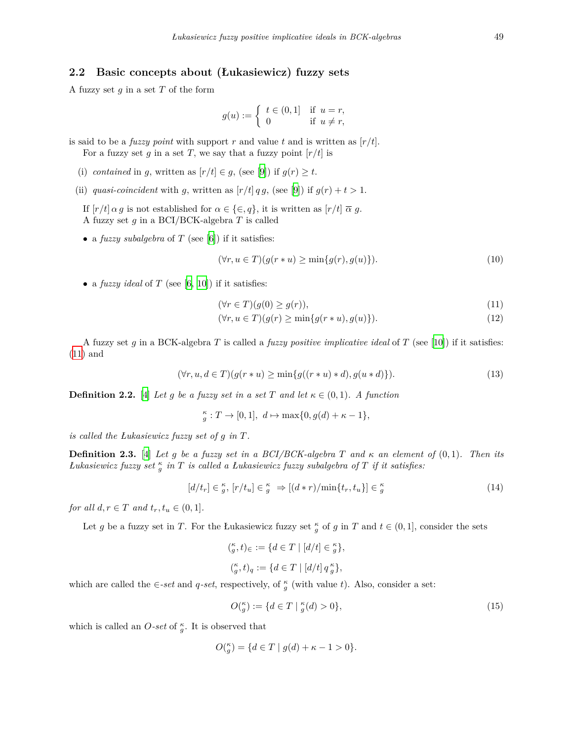## 2.2 Basic concepts about (Łukasiewicz) fuzzy sets

A fuzzy set $g$ in a set $T$ of the form

$$
g(u) := \begin{cases} t \in (0,1] & \text{if } u = r, \\ 0 & \text{if } u \neq r, \end{cases}
$$

is said to be a *fuzzy point* with support $r$ and value $t$ and is written as $[r/t]$.

For a fuzzy set $g$ in a set $T$, we say that a fuzzy point $[r/t]$ is

(i) *contained* in $g$, written as $[r/t] \in g$, (see [9]) if $g(r) \geq t$.

(ii) *quasi-coincident* with $g$, written as $[r/t]\, q\, g$, (see [9]) if $g(r) + t > 1$.

If $[r/t]\, \alpha\, g$ is not established for $\alpha \in \{\in, q\}$, it is written as $[r/t]\ \overline{\alpha}\ g$.

A fuzzy set $g$ in a BCI/BCK-algebra $T$ is called

- a *fuzzy subalgebra* of $T$ (see [6]) if it satisfies:

$$
(\forall r, u \in T)(g(r * u) \geq \min\{g(r), g(u)\}). \tag{10}
$$

- a *fuzzy ideal* of $T$ (see [6, 10]) if it satisfies:

$$
(\forall r \in T)(g(0) \geq g(r)), \tag{11}
$$

$$
(\forall r, u \in T)(g(r) \geq \min\{g(r * u), g(u)\}). \tag{12}
$$

A fuzzy set $g$ in a BCK-algebra $T$ is called a *fuzzy positive implicative ideal* of $T$ (see [10]) if it satisfies: (11) and

$$
(\forall r, u, d \in T)(g(r * u) \geq \min\{g((r * u) * d), g(u * d)\}). \tag{13}
$$

**Definition 2.2.** [4] *Let $g$ be a fuzzy set in a set $T$ and let $\kappa \in (0,1)$. A function*

$$
{}^{\kappa}_{g} : T \to [0,1],\ d \mapsto \max\{0, g(d) + \kappa - 1\},
$$

*is called the Łukasiewicz fuzzy set of $g$ in $T$.*

**Definition 2.3.** [4] *Let $g$ be a fuzzy set in a BCI/BCK-algebra $T$ and $\kappa$ an element of $(0,1)$. Then its Łukasiewicz fuzzy set ${}^{\kappa}_{g}$ in $T$ is called a Łukasiewicz fuzzy subalgebra of $T$ if it satisfies:*

$$
[d/t_r] \in {}^{\kappa}_{g},\ [r/t_u] \in {}^{\kappa}_{g}\ \Rightarrow [(d * r)/\min\{t_r, t_u\}] \in {}^{\kappa}_{g} \tag{14}
$$

*for all $d, r \in T$ and $t_r, t_u \in (0,1]$.*

Let $g$ be a fuzzy set in $T$. For the Łukasiewicz fuzzy set ${}^{\kappa}_{g}$ of $g$ in $T$ and $t \in (0,1]$, consider the sets

$$
({}^{\kappa}_{g}, t)_{\in} := \{d \in T \mid [d/t] \in {}^{\kappa}_{g}\},
$$

$$
({}^{\kappa}_{g}, t)_{q} := \{d \in T \mid [d/t]\, q\, {}^{\kappa}_{g}\},
$$

which are called the $\in$-*set* and $q$-*set*, respectively, of ${}^{\kappa}_{g}$ (with value $t$). Also, consider a set:

$$
O({}^{\kappa}_{g}) := \{d \in T \mid {}^{\kappa}_{g}(d) > 0\}, \tag{15}
$$

which is called an $O$-*set* of ${}^{\kappa}_{g}$. It is observed that

$$
O({}^{\kappa}_{g}) = \{d \in T \mid g(d) + \kappa - 1 > 0\}.
$$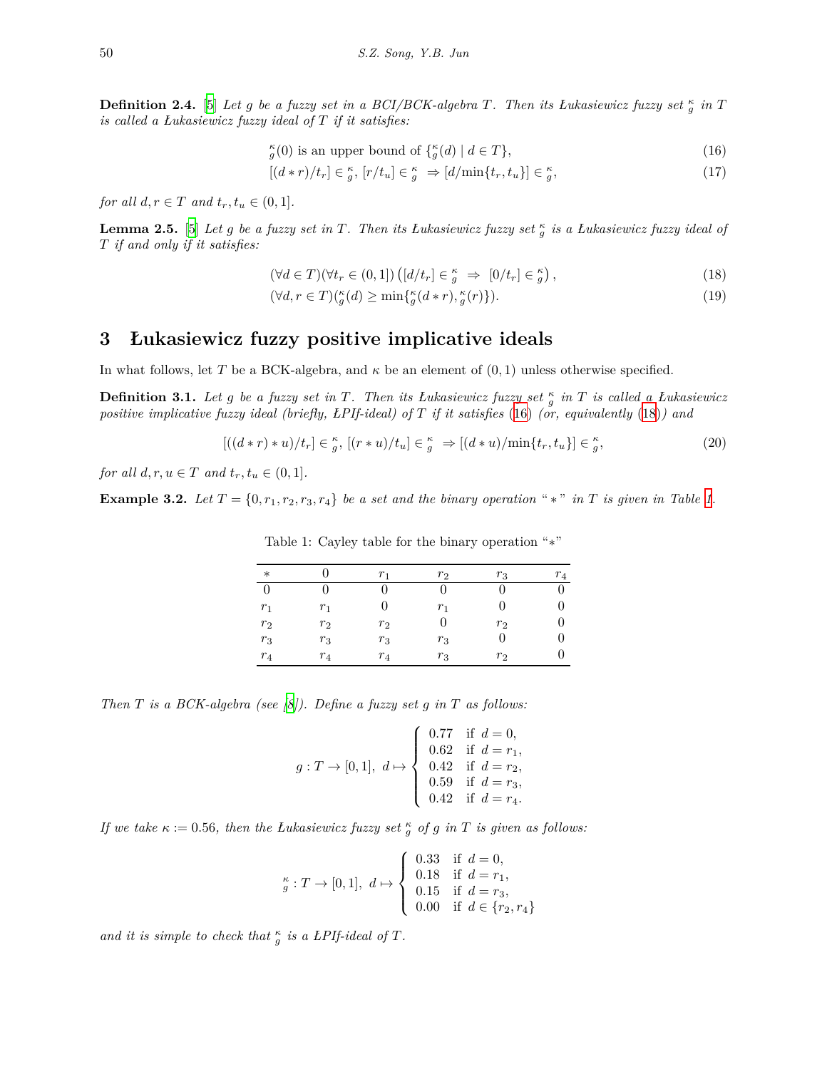**Definition 2.4.** [5] *Let $g$ be a fuzzy set in a BCI/BCK-algebra $T$. Then its Łukasiewicz fuzzy set ${}^{\kappa}_{g}$ in $T$ is called a Łukasiewicz fuzzy ideal of $T$ if it satisfies:*

$$ {}^{\kappa}_{g}(0) \text{ is an upper bound of } \{{}^{\kappa}_{g}(d) \mid d \in T\}, \tag{16}$$

$$ [(d * r)/t_r] \in {}^{\kappa}_{g},\ [r/t_u] \in {}^{\kappa}_{g} \ \Rightarrow [d/\min\{t_r, t_u\}] \in {}^{\kappa}_{g}, \tag{17}$$

*for all $d, r \in T$ and $t_r, t_u \in (0, 1]$.*

**Lemma 2.5.** [5] *Let $g$ be a fuzzy set in $T$. Then its Łukasiewicz fuzzy set ${}^{\kappa}_{g}$ is a Łukasiewicz fuzzy ideal of $T$ if and only if it satisfies:*

$$ (\forall d \in T)(\forall t_r \in (0, 1]) \left([d/t_r] \in {}^{\kappa}_{g} \ \Rightarrow \ [0/t_r] \in {}^{\kappa}_{g}\right), \tag{18}$$

$$ (\forall d, r \in T)({}^{\kappa}_{g}(d) \geq \min\{{}^{\kappa}_{g}(d * r), {}^{\kappa}_{g}(r)\}). \tag{19}$$

## 3 Łukasiewicz fuzzy positive implicative ideals

In what follows, let $T$ be a BCK-algebra, and $\kappa$ be an element of $(0, 1)$ unless otherwise specified.

**Definition 3.1.** *Let $g$ be a fuzzy set in $T$. Then its Łukasiewicz fuzzy set ${}^{\kappa}_{g}$ in $T$ is called a Łukasiewicz positive implicative fuzzy ideal (briefly, ŁPIf-ideal) of $T$ if it satisfies (16) (or, equivalently (18)) and*

$$ [((d * r) * u)/t_r] \in {}^{\kappa}_{g},\ [(r * u)/t_u] \in {}^{\kappa}_{g} \ \Rightarrow [(d * u)/\min\{t_r, t_u\}] \in {}^{\kappa}_{g}, \tag{20}$$

*for all $d, r, u \in T$ and $t_r, t_u \in (0, 1]$.*

**Example 3.2.** *Let $T = \{0, r_1, r_2, r_3, r_4\}$ be a set and the binary operation "$*$" in $T$ is given in Table 1.*

Table 1: Cayley table for the binary operation "$*$"

| $*$ | $0$ | $r_1$ | $r_2$ | $r_3$ | $r_4$ |
|---|---|---|---|---|---|
| $0$ | $0$ | $0$ | $0$ | $0$ | $0$ |
| $r_1$ | $r_1$ | $0$ | $r_1$ | $0$ | $0$ |
| $r_2$ | $r_2$ | $r_2$ | $0$ | $r_2$ | $0$ |
| $r_3$ | $r_3$ | $r_3$ | $r_3$ | $0$ | $0$ |
| $r_4$ | $r_4$ | $r_4$ | $r_3$ | $r_2$ | $0$ |

*Then $T$ is a BCK-algebra (see [8]). Define a fuzzy set $g$ in $T$ as follows:*

$$ g : T \to [0, 1],\ d \mapsto \begin{cases} 0.77 & \text{if } d = 0, \\ 0.62 & \text{if } d = r_1, \\ 0.42 & \text{if } d = r_2, \\ 0.59 & \text{if } d = r_3, \\ 0.42 & \text{if } d = r_4. \end{cases} $$

*If we take $\kappa := 0.56$, then the Łukasiewicz fuzzy set ${}^{\kappa}_{g}$ of $g$ in $T$ is given as follows:*

$$ {}^{\kappa}_{g} : T \to [0, 1],\ d \mapsto \begin{cases} 0.33 & \text{if } d = 0, \\ 0.18 & \text{if } d = r_1, \\ 0.15 & \text{if } d = r_3, \\ 0.00 & \text{if } d \in \{r_2, r_4\} \end{cases} $$

*and it is simple to check that ${}^{\kappa}_{g}$ is a ŁPIf-ideal of $T$.*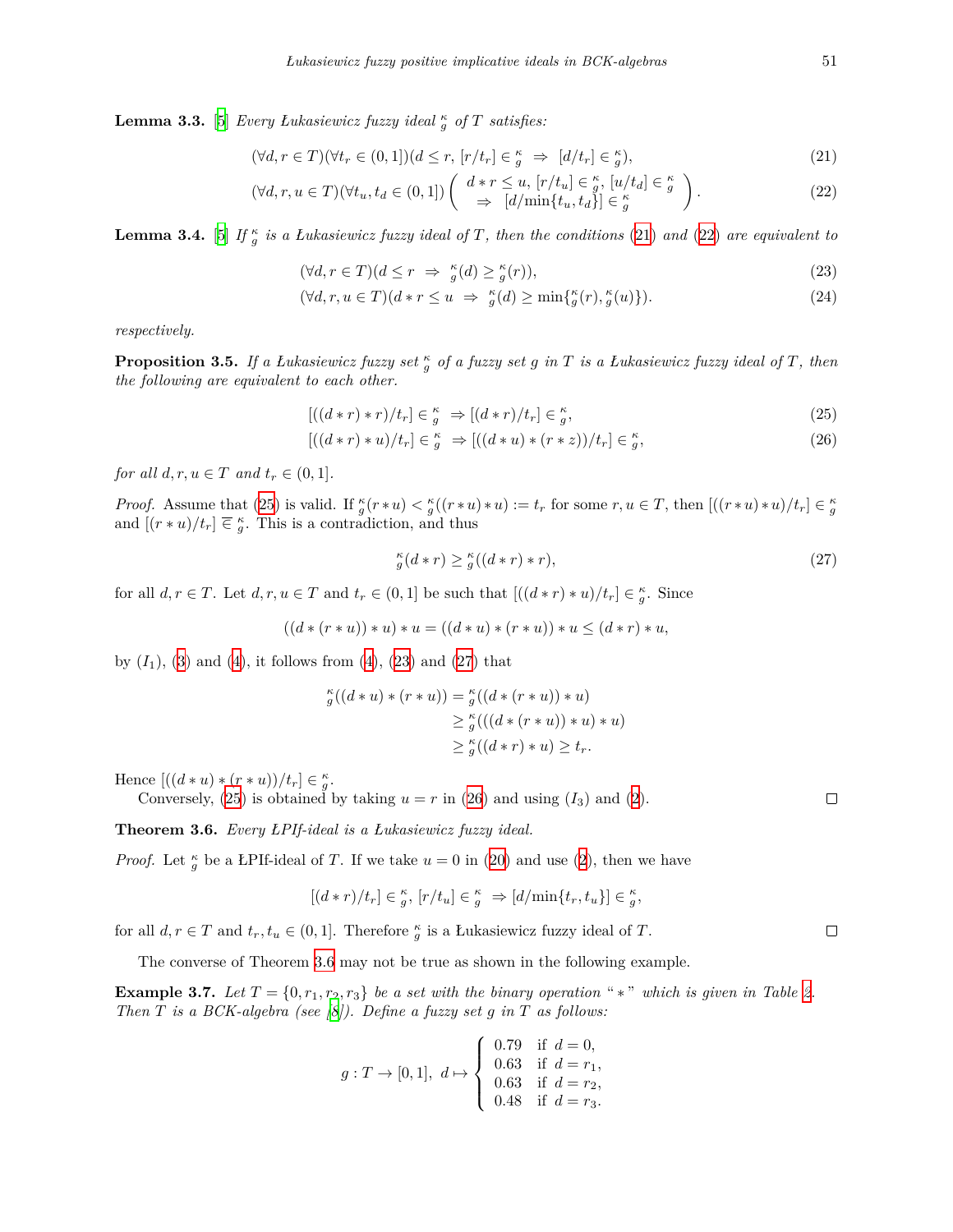**Lemma 3.3.** [5] *Every Łukasiewicz fuzzy ideal* $^{\kappa}_{g}$ *of* $T$ *satisfies:*

$$(\forall d, r \in T)(\forall t_r \in (0,1])(d \leq r,\ [r/t_r] \in {}^{\kappa}_{g} \ \Rightarrow\ [d/t_r] \in {}^{\kappa}_{g}), \tag{21}$$

$$(\forall d, r, u \in T)(\forall t_u, t_d \in (0,1])\left(\begin{array}{c} d * r \leq u,\ [r/t_u] \in {}^{\kappa}_{g},\ [u/t_d] \in {}^{\kappa}_{g} \\ \Rightarrow\ [d/\min\{t_u, t_d\}] \in {}^{\kappa}_{g} \end{array}\right). \tag{22}$$

**Lemma 3.4.** [5] *If* $^{\kappa}_{g}$ *is a Łukasiewicz fuzzy ideal of* $T$*, then the conditions* (21) *and* (22) *are equivalent to*

$$(\forall d, r \in T)(d \leq r \ \Rightarrow\ {}^{\kappa}_{g}(d) \geq {}^{\kappa}_{g}(r)), \tag{23}$$

$$(\forall d, r, u \in T)(d * r \leq u \ \Rightarrow\ {}^{\kappa}_{g}(d) \geq \min\{{}^{\kappa}_{g}(r), {}^{\kappa}_{g}(u)\}). \tag{24}$$

*respectively.*

**Proposition 3.5.** *If a Łukasiewicz fuzzy set* $^{\kappa}_{g}$ *of a fuzzy set* $g$ *in* $T$ *is a Łukasiewicz fuzzy ideal of* $T$*, then the following are equivalent to each other.*

$$[((d * r) * r)/t_r] \in {}^{\kappa}_{g} \ \Rightarrow [(d * r)/t_r] \in {}^{\kappa}_{g}, \tag{25}$$

$$[((d * r) * u)/t_r] \in {}^{\kappa}_{g} \ \Rightarrow [((d * u) * (r * z))/t_r] \in {}^{\kappa}_{g}, \tag{26}$$

*for all* $d, r, u \in T$ *and* $t_r \in (0,1]$.

*Proof.* Assume that (25) is valid. If ${}^{\kappa}_{g}(r * u) < {}^{\kappa}_{g}((r * u) * u) := t_r$ for some $r, u \in T$, then $[((r * u) * u)/t_r] \in {}^{\kappa}_{g}$ and $[(r * u)/t_r] \,\overline{\in}\, {}^{\kappa}_{g}$. This is a contradiction, and thus

$${}^{\kappa}_{g}(d * r) \geq {}^{\kappa}_{g}((d * r) * r), \tag{27}$$

for all $d, r \in T$. Let $d, r, u \in T$ and $t_r \in (0,1]$ be such that $[((d * r) * u)/t_r] \in {}^{\kappa}_{g}$. Since

$$((d * (r * u)) * u) * u = ((d * u) * (r * u)) * u \leq (d * r) * u,$$

by $(I_1)$, (3) and (4), it follows from (4), (23) and (27) that

$$\begin{aligned} {}^{\kappa}_{g}((d * u) * (r * u)) &= {}^{\kappa}_{g}((d * (r * u)) * u) \\ &\geq {}^{\kappa}_{g}(((d * (r * u)) * u) * u) \\ &\geq {}^{\kappa}_{g}((d * r) * u) \geq t_r. \end{aligned}$$

Hence $[((d * u) * (r * u))/t_r] \in {}^{\kappa}_{g}$.

Conversely, (25) is obtained by taking $u = r$ in (26) and using $(I_3)$ and (2). □

**Theorem 3.6.** *Every ŁPIf-ideal is a Łukasiewicz fuzzy ideal.*

*Proof.* Let $^{\kappa}_{g}$ be a ŁPIf-ideal of $T$. If we take $u = 0$ in (20) and use (2), then we have

$$[(d * r)/t_r] \in {}^{\kappa}_{g},\ [r/t_u] \in {}^{\kappa}_{g} \ \Rightarrow [d/\min\{t_r, t_u\}] \in {}^{\kappa}_{g},$$

for all $d, r \in T$ and $t_r, t_u \in (0,1]$. Therefore $^{\kappa}_{g}$ is a Łukasiewicz fuzzy ideal of $T$. □

The converse of Theorem 3.6 may not be true as shown in the following example.

**Example 3.7.** *Let* $T = \{0, r_1, r_2, r_3\}$ *be a set with the binary operation "$*$" which is given in Table 2. Then* $T$ *is a BCK-algebra (see [8]). Define a fuzzy set* $g$ *in* $T$ *as follows:*

$$g : T \to [0,1],\ d \mapsto \begin{cases} 0.79 & \text{if } d = 0, \\ 0.63 & \text{if } d = r_1, \\ 0.63 & \text{if } d = r_2, \\ 0.48 & \text{if } d = r_3. \end{cases}$$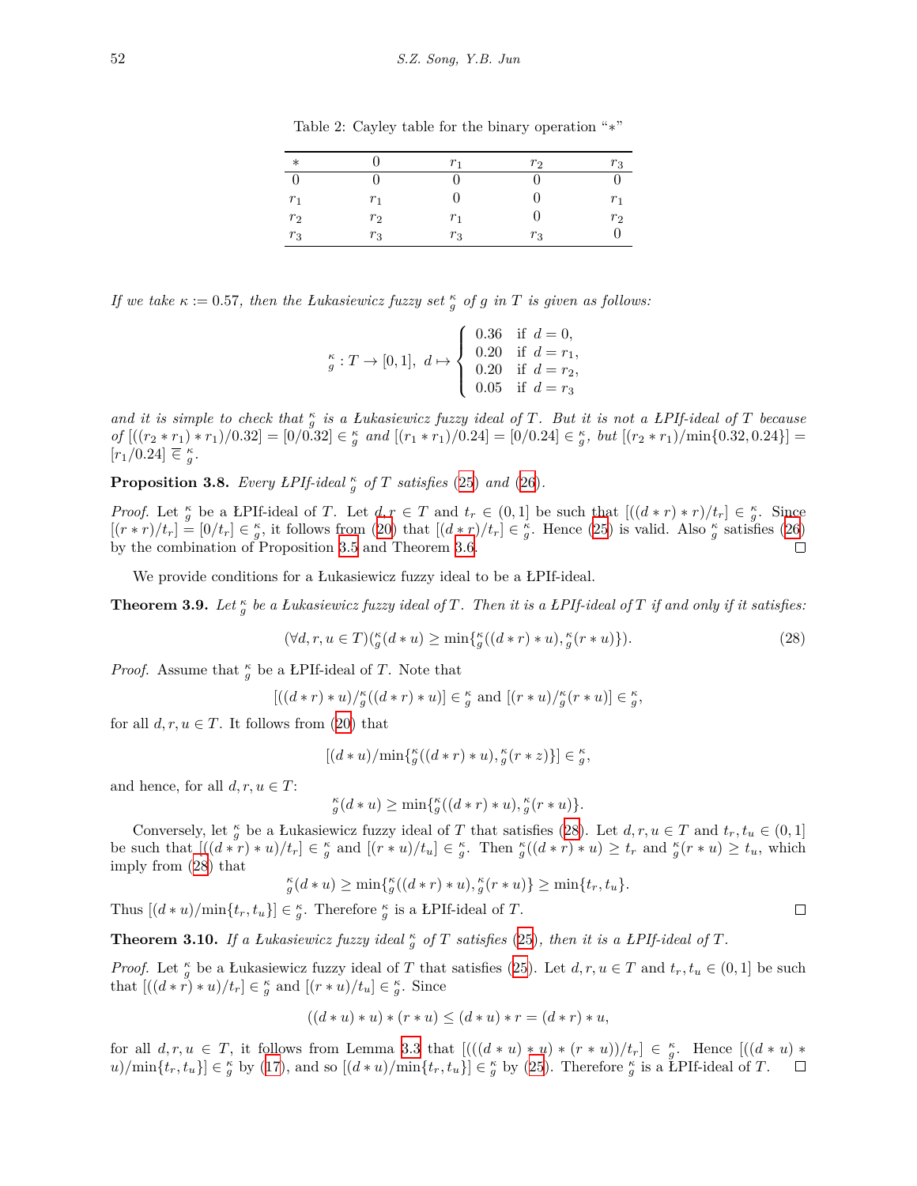Table 2: Cayley table for the binary operation "$*$"

| $*$ | $0$ | $r_1$ | $r_2$ | $r_3$ |
|---|---|---|---|---|
| $0$ | $0$ | $0$ | $0$ | $0$ |
| $r_1$ | $r_1$ | $0$ | $0$ | $r_1$ |
| $r_2$ | $r_2$ | $r_1$ | $0$ | $r_2$ |
| $r_3$ | $r_3$ | $r_3$ | $r_3$ | $0$ |

*If we take $\kappa := 0.57$, then the Łukasiewicz fuzzy set ${}^{\kappa}_{g}$ of $g$ in $T$ is given as follows:*

$$
{}^{\kappa}_{g} : T \to [0,1],\ d \mapsto \begin{cases} 0.36 & \text{if } d = 0, \\ 0.20 & \text{if } d = r_1, \\ 0.20 & \text{if } d = r_2, \\ 0.05 & \text{if } d = r_3 \end{cases}
$$

*and it is simple to check that ${}^{\kappa}_{g}$ is a Łukasiewicz fuzzy ideal of $T$. But it is not a ŁPIf-ideal of $T$ because of $[((r_2 * r_1) * r_1)/0.32] = [0/0.32] \in {}^{\kappa}_{g}$ and $[(r_1 * r_1)/0.24] = [0/0.24] \in {}^{\kappa}_{g}$, but $[(r_2 * r_1)/\min\{0.32, 0.24\}] = [r_1/0.24] \,\overline{\in}\, {}^{\kappa}_{g}$.*

**Proposition 3.8.** *Every ŁPIf-ideal ${}^{\kappa}_{g}$ of $T$ satisfies (25) and (26).*

*Proof.* Let ${}^{\kappa}_{g}$ be a ŁPIf-ideal of $T$. Let $d, r \in T$ and $t_r \in (0,1]$ be such that $[((d * r) * r)/t_r] \in {}^{\kappa}_{g}$. Since $[(r * r)/t_r] = [0/t_r] \in {}^{\kappa}_{g}$, it follows from (20) that $[(d * r)/t_r] \in {}^{\kappa}_{g}$. Hence (25) is valid. Also ${}^{\kappa}_{g}$ satisfies (26) by the combination of Proposition 3.5 and Theorem 3.6. □

We provide conditions for a Łukasiewicz fuzzy ideal to be a ŁPIf-ideal.

**Theorem 3.9.** *Let ${}^{\kappa}_{g}$ be a Łukasiewicz fuzzy ideal of $T$. Then it is a ŁPIf-ideal of $T$ if and only if it satisfies:*

$$
(\forall d, r, u \in T)({}^{\kappa}_{g}(d * u) \geq \min\{{}^{\kappa}_{g}((d * r) * u), {}^{\kappa}_{g}(r * u)\}). \tag{28}
$$

*Proof.* Assume that ${}^{\kappa}_{g}$ be a ŁPIf-ideal of $T$. Note that

$$
[((d * r) * u)/{}^{\kappa}_{g}((d * r) * u)] \in {}^{\kappa}_{g} \text{ and } [(r * u)/{}^{\kappa}_{g}(r * u)] \in {}^{\kappa}_{g},
$$

for all $d, r, u \in T$. It follows from (20) that

$$
[(d * u)/\min\{{}^{\kappa}_{g}((d * r) * u), {}^{\kappa}_{g}(r * z)\}] \in {}^{\kappa}_{g},
$$

and hence, for all $d, r, u \in T$:

$$
{}^{\kappa}_{g}(d * u) \geq \min\{{}^{\kappa}_{g}((d * r) * u), {}^{\kappa}_{g}(r * u)\}.
$$

Conversely, let ${}^{\kappa}_{g}$ be a Łukasiewicz fuzzy ideal of $T$ that satisfies (28). Let $d, r, u \in T$ and $t_r, t_u \in (0,1]$ be such that $[((d * r) * u)/t_r] \in {}^{\kappa}_{g}$ and $[(r * u)/t_u] \in {}^{\kappa}_{g}$. Then ${}^{\kappa}_{g}((d * r) * u) \geq t_r$ and ${}^{\kappa}_{g}(r * u) \geq t_u$, which imply from (28) that

$$
{}^{\kappa}_{g}(d * u) \geq \min\{{}^{\kappa}_{g}((d * r) * u), {}^{\kappa}_{g}(r * u)\} \geq \min\{t_r, t_u\}.
$$

Thus $[(d * u)/\min\{t_r, t_u\}] \in {}^{\kappa}_{g}$. Therefore ${}^{\kappa}_{g}$ is a ŁPIf-ideal of $T$. □

**Theorem 3.10.** *If a Łukasiewicz fuzzy ideal ${}^{\kappa}_{g}$ of $T$ satisfies (25), then it is a ŁPIf-ideal of $T$.*

*Proof.* Let ${}^{\kappa}_{g}$ be a Łukasiewicz fuzzy ideal of $T$ that satisfies (25). Let $d, r, u \in T$ and $t_r, t_u \in (0,1]$ be such that $[((d * r) * u)/t_r] \in {}^{\kappa}_{g}$ and $[(r * u)/t_u] \in {}^{\kappa}_{g}$. Since

$$
((d * u) * u) * (r * u) \leq (d * u) * r = (d * r) * u,
$$

for all $d, r, u \in T$, it follows from Lemma 3.3 that $[(((d * u) * u) * (r * u))/t_r] \in {}^{\kappa}_{g}$. Hence $[((d * u) * u)/\min\{t_r, t_u\}] \in {}^{\kappa}_{g}$ by (17), and so $[(d * u)/\min\{t_r, t_u\}] \in {}^{\kappa}_{g}$ by (25). Therefore ${}^{\kappa}_{g}$ is a ŁPIf-ideal of $T$. □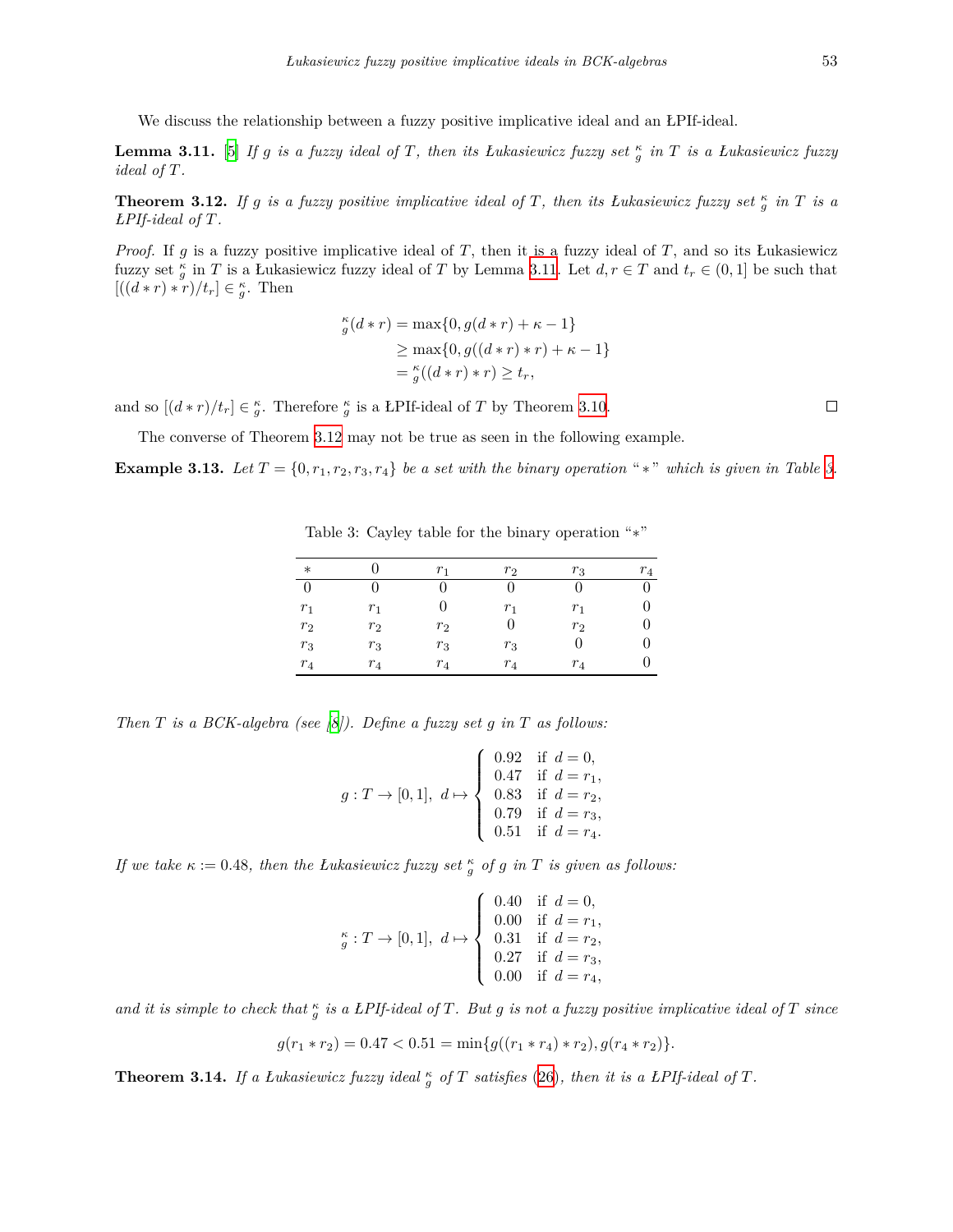We discuss the relationship between a fuzzy positive implicative ideal and an ŁPIf-ideal.

**Lemma 3.11.** [5] *If $g$ is a fuzzy ideal of $T$, then its Łukasiewicz fuzzy set ${}_{g}^{\kappa}$ in $T$ is a Łukasiewicz fuzzy ideal of $T$.*

**Theorem 3.12.** *If $g$ is a fuzzy positive implicative ideal of $T$, then its Łukasiewicz fuzzy set ${}_{g}^{\kappa}$ in $T$ is a ŁPIf-ideal of $T$.*

*Proof.* If $g$ is a fuzzy positive implicative ideal of $T$, then it is a fuzzy ideal of $T$, and so its Łukasiewicz fuzzy set ${}_{g}^{\kappa}$ in $T$ is a Łukasiewicz fuzzy ideal of $T$ by Lemma 3.11. Let $d, r \in T$ and $t_r \in (0, 1]$ be such that $[((d * r) * r)/t_r] \in {}_{g}^{\kappa}$. Then

$$\begin{aligned}
{}_{g}^{\kappa}(d * r) &= \max\{0, g(d * r) + \kappa - 1\} \\
&\geq \max\{0, g((d * r) * r) + \kappa - 1\} \\
&= {}_{g}^{\kappa}((d * r) * r) \geq t_r,
\end{aligned}$$

and so $[(d * r)/t_r] \in {}_{g}^{\kappa}$. Therefore ${}_{g}^{\kappa}$ is a ŁPIf-ideal of $T$ by Theorem 3.10. □

The converse of Theorem 3.12 may not be true as seen in the following example.

**Example 3.13.** *Let $T = \{0, r_1, r_2, r_3, r_4\}$ be a set with the binary operation "$*$" which is given in Table 3.*

Table 3: Cayley table for the binary operation "$*$"

| $*$ | $0$ | $r_1$ | $r_2$ | $r_3$ | $r_4$ |
|---|---|---|---|---|---|
| $0$ | $0$ | $0$ | $0$ | $0$ | $0$ |
| $r_1$ | $r_1$ | $0$ | $r_1$ | $r_1$ | $0$ |
| $r_2$ | $r_2$ | $r_2$ | $0$ | $r_2$ | $0$ |
| $r_3$ | $r_3$ | $r_3$ | $r_3$ | $0$ | $0$ |
| $r_4$ | $r_4$ | $r_4$ | $r_4$ | $r_4$ | $0$ |

*Then $T$ is a BCK-algebra (see [8]). Define a fuzzy set $g$ in $T$ as follows:*

$$g : T \to [0, 1], \ d \mapsto \begin{cases} 0.92 & \text{if } d = 0, \\ 0.47 & \text{if } d = r_1, \\ 0.83 & \text{if } d = r_2, \\ 0.79 & \text{if } d = r_3, \\ 0.51 & \text{if } d = r_4. \end{cases}$$

*If we take $\kappa := 0.48$, then the Łukasiewicz fuzzy set ${}_{g}^{\kappa}$ of $g$ in $T$ is given as follows:*

$${}_{g}^{\kappa} : T \to [0, 1], \ d \mapsto \begin{cases} 0.40 & \text{if } d = 0, \\ 0.00 & \text{if } d = r_1, \\ 0.31 & \text{if } d = r_2, \\ 0.27 & \text{if } d = r_3, \\ 0.00 & \text{if } d = r_4, \end{cases}$$

*and it is simple to check that ${}_{g}^{\kappa}$ is a ŁPIf-ideal of $T$. But $g$ is not a fuzzy positive implicative ideal of $T$ since*

$$g(r_1 * r_2) = 0.47 < 0.51 = \min\{g((r_1 * r_4) * r_2), g(r_4 * r_2)\}.$$

**Theorem 3.14.** *If a Łukasiewicz fuzzy ideal ${}_{g}^{\kappa}$ of $T$ satisfies (26), then it is a ŁPIf-ideal of $T$.*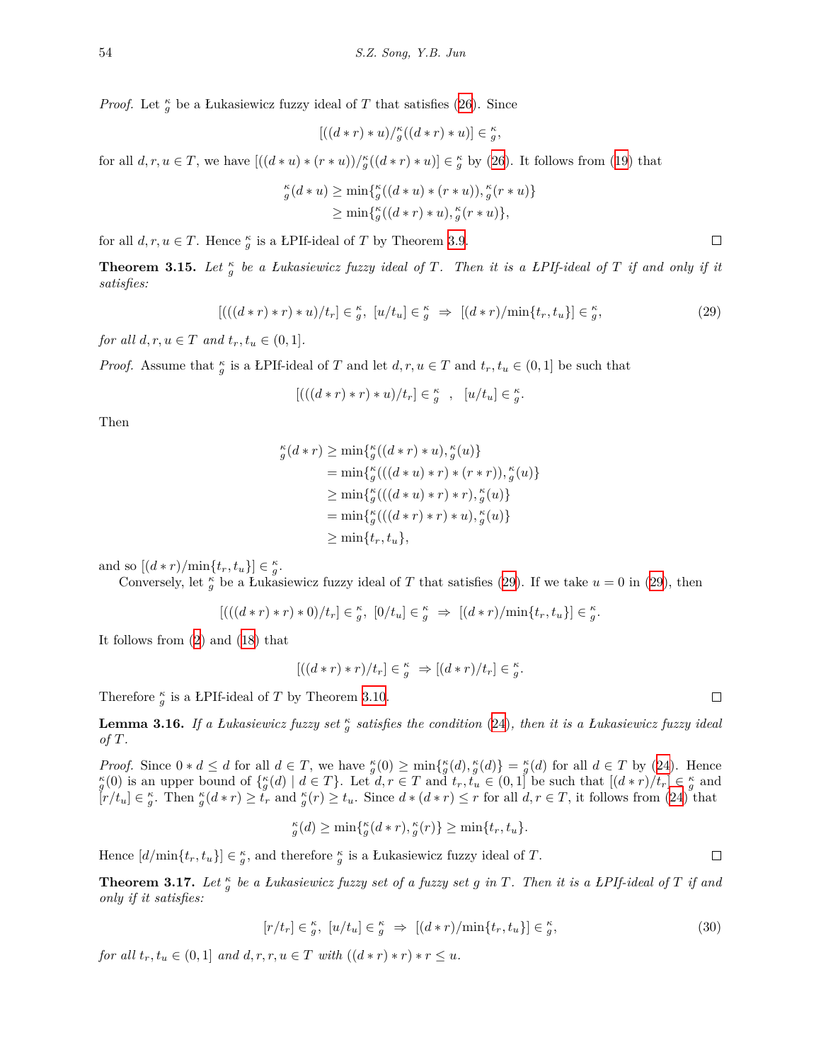*Proof.* Let $^{\kappa}_{g}$ be a Łukasiewicz fuzzy ideal of $T$ that satisfies (26). Since

$$[((d*r)*u)/^{\kappa}_{g}((d*r)*u)] \in {}^{\kappa}_{g},$$

for all $d, r, u \in T$, we have $[((d*u)*(r*u))/^{\kappa}_{g}((d*r)*u)] \in {}^{\kappa}_{g}$ by (26). It follows from (19) that

$$\begin{aligned} {}^{\kappa}_{g}(d*u) &\geq \min\{{}^{\kappa}_{g}((d*u)*(r*u)), {}^{\kappa}_{g}(r*u)\} \\ &\geq \min\{{}^{\kappa}_{g}((d*r)*u), {}^{\kappa}_{g}(r*u)\}, \end{aligned}$$

for all $d, r, u \in T$. Hence $^{\kappa}_{g}$ is a ŁPIf-ideal of $T$ by Theorem 3.9. □

**Theorem 3.15.** *Let $^{\kappa}_{g}$ be a Łukasiewicz fuzzy ideal of $T$. Then it is a ŁPIf-ideal of $T$ if and only if it satisfies:*

$$[(((d*r)*r)*u)/t_r] \in {}^{\kappa}_{g},\ [u/t_u] \in {}^{\kappa}_{g} \ \Rightarrow\ [(d*r)/\min\{t_r, t_u\}] \in {}^{\kappa}_{g}, \tag{29}$$

*for all $d, r, u \in T$ and $t_r, t_u \in (0, 1]$.*

*Proof.* Assume that $^{\kappa}_{g}$ is a ŁPIf-ideal of $T$ and let $d, r, u \in T$ and $t_r, t_u \in (0, 1]$ be such that

$$[(((d*r)*r)*u)/t_r] \in {}^{\kappa}_{g} \ \ , \ \ [u/t_u] \in {}^{\kappa}_{g}.$$

Then

$$\begin{aligned} {}^{\kappa}_{g}(d*r) &\geq \min\{{}^{\kappa}_{g}((d*r)*u), {}^{\kappa}_{g}(u)\} \\ &= \min\{{}^{\kappa}_{g}(((d*u)*r)*(r*r)), {}^{\kappa}_{g}(u)\} \\ &\geq \min\{{}^{\kappa}_{g}(((d*u)*r)*r), {}^{\kappa}_{g}(u)\} \\ &= \min\{{}^{\kappa}_{g}(((d*r)*r)*u), {}^{\kappa}_{g}(u)\} \\ &\geq \min\{t_r, t_u\}, \end{aligned}$$

and so $[(d*r)/\min\{t_r, t_u\}] \in {}^{\kappa}_{g}$.

Conversely, let $^{\kappa}_{g}$ be a Łukasiewicz fuzzy ideal of $T$ that satisfies (29). If we take $u = 0$ in (29), then

$$[(((d*r)*r)*0)/t_r] \in {}^{\kappa}_{g},\ [0/t_u] \in {}^{\kappa}_{g} \ \Rightarrow\ [(d*r)/\min\{t_r, t_u\}] \in {}^{\kappa}_{g}.$$

It follows from (2) and (18) that

$$[((d*r)*r)/t_r] \in {}^{\kappa}_{g} \ \Rightarrow [(d*r)/t_r] \in {}^{\kappa}_{g}.$$

Therefore $^{\kappa}_{g}$ is a ŁPIf-ideal of $T$ by Theorem 3.10. □

**Lemma 3.16.** *If a Łukasiewicz fuzzy set $^{\kappa}_{g}$ satisfies the condition (24), then it is a Łukasiewicz fuzzy ideal of $T$.*

*Proof.* Since $0*d \leq d$ for all $d \in T$, we have $^{\kappa}_{g}(0) \geq \min\{^{\kappa}_{g}(d), {}^{\kappa}_{g}(d)\} = {}^{\kappa}_{g}(d)$ for all $d \in T$ by (24). Hence $^{\kappa}_{g}(0)$ is an upper bound of $\{^{\kappa}_{g}(d) \mid d \in T\}$. Let $d, r \in T$ and $t_r, t_u \in (0, 1]$ be such that $[(d*r)/t_r] \in {}^{\kappa}_{g}$ and $[r/t_u] \in {}^{\kappa}_{g}$. Then $^{\kappa}_{g}(d*r) \geq t_r$ and $^{\kappa}_{g}(r) \geq t_u$. Since $d*(d*r) \leq r$ for all $d, r \in T$, it follows from (24) that

$$^{\kappa}_{g}(d) \geq \min\{^{\kappa}_{g}(d*r), {}^{\kappa}_{g}(r)\} \geq \min\{t_r, t_u\}.$$

Hence $[d/\min\{t_r, t_u\}] \in {}^{\kappa}_{g}$, and therefore $^{\kappa}_{g}$ is a Łukasiewicz fuzzy ideal of $T$. □

**Theorem 3.17.** *Let $^{\kappa}_{g}$ be a Łukasiewicz fuzzy set of a fuzzy set $g$ in $T$. Then it is a ŁPIf-ideal of $T$ if and only if it satisfies:*

$$[r/t_r] \in {}^{\kappa}_{g},\ [u/t_u] \in {}^{\kappa}_{g} \ \Rightarrow\ [(d*r)/\min\{t_r, t_u\}] \in {}^{\kappa}_{g}, \tag{30}$$

*for all $t_r, t_u \in (0, 1]$ and $d, r, r, u \in T$ with $((d*r)*r)*r \leq u$.*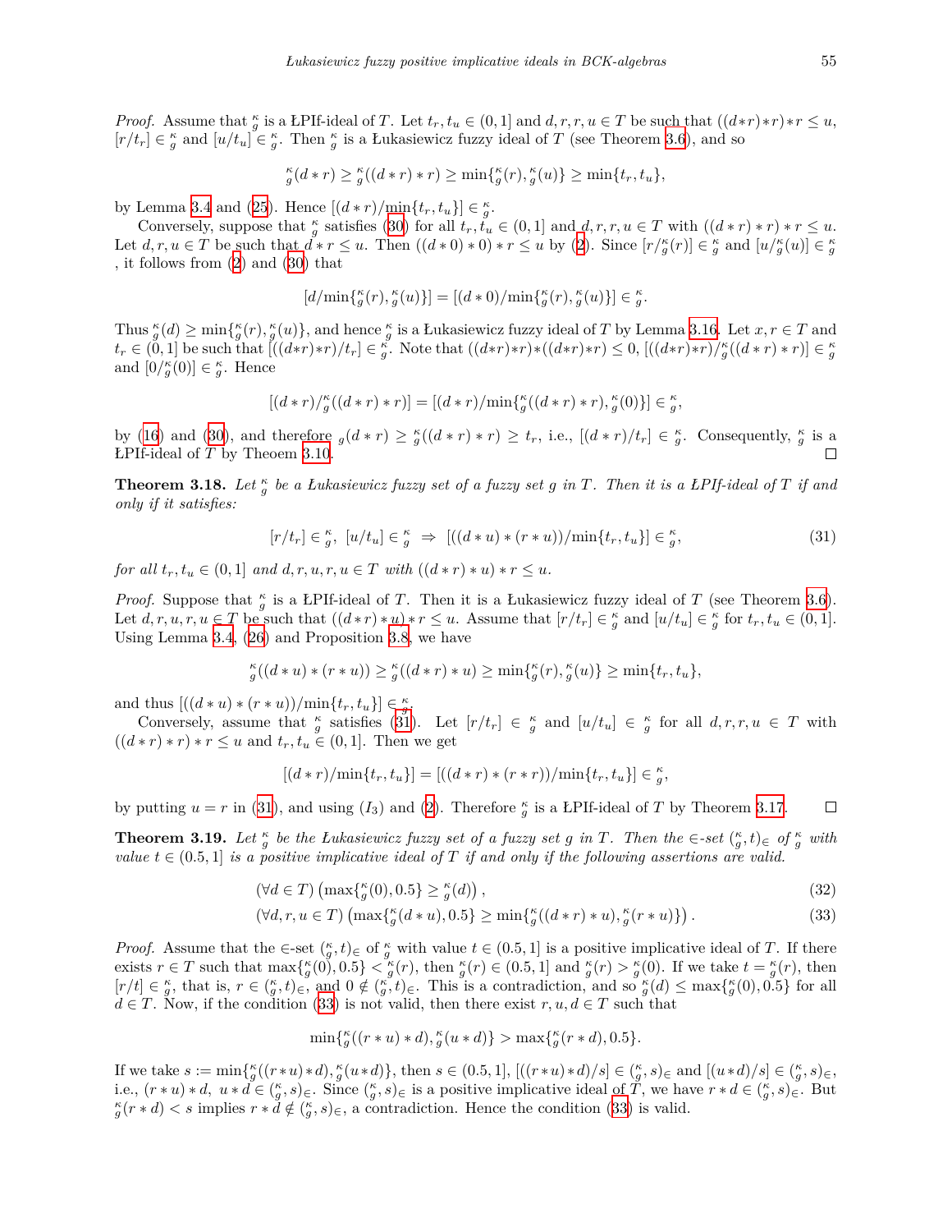*Proof.* Assume that ${}^{\kappa}_{g}$ is a ŁPIf-ideal of $T$. Let $t_r, t_u \in (0,1]$ and $d, r, r, u \in T$ be such that $((d*r)*r)*r \leq u$, $[r/t_r] \in {}^{\kappa}_{g}$ and $[u/t_u] \in {}^{\kappa}_{g}$. Then ${}^{\kappa}_{g}$ is a Łukasiewicz fuzzy ideal of $T$ (see Theorem 3.6), and so

$$ {}^{\kappa}_{g}(d*r) \geq {}^{\kappa}_{g}((d*r)*r) \geq \min\{{}^{\kappa}_{g}(r), {}^{\kappa}_{g}(u)\} \geq \min\{t_r, t_u\}, $$

by Lemma 3.4 and (25). Hence $[(d*r)/\min\{t_r, t_u\}] \in {}^{\kappa}_{g}$.

Conversely, suppose that ${}^{\kappa}_{g}$ satisfies (30) for all $t_r, t_u \in (0,1]$ and $d, r, r, u \in T$ with $((d*r)*r)*r \leq u$. Let $d, r, u \in T$ be such that $d*r \leq u$. Then $((d*0)*0)*r \leq u$ by (2). Since $[r/{}^{\kappa}_{g}(r)] \in {}^{\kappa}_{g}$ and $[u/{}^{\kappa}_{g}(u)] \in {}^{\kappa}_{g}$ , it follows from (2) and (30) that

$$ [d/\min\{{}^{\kappa}_{g}(r), {}^{\kappa}_{g}(u)\}] = [(d*0)/\min\{{}^{\kappa}_{g}(r), {}^{\kappa}_{g}(u)\}] \in {}^{\kappa}_{g}. $$

Thus ${}^{\kappa}_{g}(d) \geq \min\{{}^{\kappa}_{g}(r), {}^{\kappa}_{g}(u)\}$, and hence ${}^{\kappa}_{g}$ is a Łukasiewicz fuzzy ideal of $T$ by Lemma 3.16. Let $x, r \in T$ and $t_r \in (0,1]$ be such that $[((d*r)*r)/t_r] \in {}^{\kappa}_{g}$. Note that $((d*r)*r)*((d*r)*r) \leq 0$, $[((d*r)*r)/{}^{\kappa}_{g}((d*r)*r)] \in {}^{\kappa}_{g}$ and $[0/{}^{\kappa}_{g}(0)] \in {}^{\kappa}_{g}$. Hence

$$ [(d*r)/{}^{\kappa}_{g}((d*r)*r)] = [(d*r)/\min\{{}^{\kappa}_{g}((d*r)*r), {}^{\kappa}_{g}(0)\}] \in {}^{\kappa}_{g}, $$

by (16) and (30), and therefore ${}_{g}(d*r) \geq {}^{\kappa}_{g}((d*r)*r) \geq t_r$, i.e., $[(d*r)/t_r] \in {}^{\kappa}_{g}$. Consequently, ${}^{\kappa}_{g}$ is a ŁPIf-ideal of $T$ by Theoem 3.10. ◻

**Theorem 3.18.** *Let ${}^{\kappa}_{g}$ be a Łukasiewicz fuzzy set of a fuzzy set $g$ in $T$. Then it is a ŁPIf-ideal of $T$ if and only if it satisfies:*

$$ [r/t_r] \in {}^{\kappa}_{g},\ [u/t_u] \in {}^{\kappa}_{g} \ \Rightarrow\ [((d*u)*(r*u))/\min\{t_r, t_u\}] \in {}^{\kappa}_{g}, \tag{31} $$

*for all $t_r, t_u \in (0,1]$ and $d, r, u, r, u \in T$ with $((d*r)*u)*r \leq u$.*

*Proof.* Suppose that ${}^{\kappa}_{g}$ is a ŁPIf-ideal of $T$. Then it is a Łukasiewicz fuzzy ideal of $T$ (see Theorem 3.6). Let $d, r, u, r, u \in T$ be such that $((d*r)*u)*r \leq u$. Assume that $[r/t_r] \in {}^{\kappa}_{g}$ and $[u/t_u] \in {}^{\kappa}_{g}$ for $t_r, t_u \in (0,1]$. Using Lemma 3.4, (26) and Proposition 3.8, we have

$$ {}^{\kappa}_{g}((d*u)*(r*u)) \geq {}^{\kappa}_{g}((d*r)*u) \geq \min\{{}^{\kappa}_{g}(r), {}^{\kappa}_{g}(u)\} \geq \min\{t_r, t_u\}, $$

and thus $[((d*u)*(r*u))/\min\{t_r, t_u\}] \in {}^{\kappa}_{g}$.

Conversely, assume that ${}^{\kappa}_{g}$ satisfies (31). Let $[r/t_r] \in {}^{\kappa}_{g}$ and $[u/t_u] \in {}^{\kappa}_{g}$ for all $d, r, r, u \in T$ with $((d*r)*r)*r \leq u$ and $t_r, t_u \in (0,1]$. Then we get

$$ [(d*r)/\min\{t_r, t_u\}] = [((d*r)*(r*r))/\min\{t_r, t_u\}] \in {}^{\kappa}_{g}, $$

by putting $u = r$ in (31), and using $(I_3)$ and (2). Therefore ${}^{\kappa}_{g}$ is a ŁPIf-ideal of $T$ by Theorem 3.17. ◻

**Theorem 3.19.** *Let ${}^{\kappa}_{g}$ be the Łukasiewicz fuzzy set of a fuzzy set $g$ in $T$. Then the $\in$-set $({}^{\kappa}_{g}, t)_{\in}$ of ${}^{\kappa}_{g}$ with value $t \in (0.5, 1]$ is a positive implicative ideal of $T$ if and only if the following assertions are valid.*

$$ (\forall d \in T)\left(\max\{{}^{\kappa}_{g}(0), 0.5\} \geq {}^{\kappa}_{g}(d)\right), \tag{32} $$

$$ (\forall d, r, u \in T)\left(\max\{{}^{\kappa}_{g}(d*u), 0.5\} \geq \min\{{}^{\kappa}_{g}((d*r)*u), {}^{\kappa}_{g}(r*u)\}\right). \tag{33} $$

*Proof.* Assume that the $\in$-set $({}^{\kappa}_{g}, t)_{\in}$ of ${}^{\kappa}_{g}$ with value $t \in (0.5, 1]$ is a positive implicative ideal of $T$. If there exists $r \in T$ such that $\max\{{}^{\kappa}_{g}(0), 0.5\} < {}^{\kappa}_{g}(r)$, then ${}^{\kappa}_{g}(r) \in (0.5, 1]$ and ${}^{\kappa}_{g}(r) > {}^{\kappa}_{g}(0)$. If we take $t = {}^{\kappa}_{g}(r)$, then $[r/t] \in {}^{\kappa}_{g}$, that is, $r \in ({}^{\kappa}_{g}, t)_{\in}$, and $0 \notin ({}^{\kappa}_{g}, t)_{\in}$. This is a contradiction, and so ${}^{\kappa}_{g}(d) \leq \max\{{}^{\kappa}_{g}(0), 0.5\}$ for all $d \in T$. Now, if the condition (33) is not valid, then there exist $r, u, d \in T$ such that

$$ \min\{{}^{\kappa}_{g}((r*u)*d), {}^{\kappa}_{g}(u*d)\} > \max\{{}^{\kappa}_{g}(r*d), 0.5\}. $$

If we take $s := \min\{{}^{\kappa}_{g}((r*u)*d), {}^{\kappa}_{g}(u*d)\}$, then $s \in (0.5, 1]$, $[((r*u)*d)/s] \in ({}^{\kappa}_{g}, s)_{\in}$ and $[(u*d)/s] \in ({}^{\kappa}_{g}, s)_{\in}$, i.e., $(r*u)*d,\ u*d \in ({}^{\kappa}_{g}, s)_{\in}$. Since $({}^{\kappa}_{g}, s)_{\in}$ is a positive implicative ideal of $T$, we have $r*d \in ({}^{\kappa}_{g}, s)_{\in}$. But ${}^{\kappa}_{g}(r*d) < s$ implies $r*d \notin ({}^{\kappa}_{g}, s)_{\in}$, a contradiction. Hence the condition (33) is valid.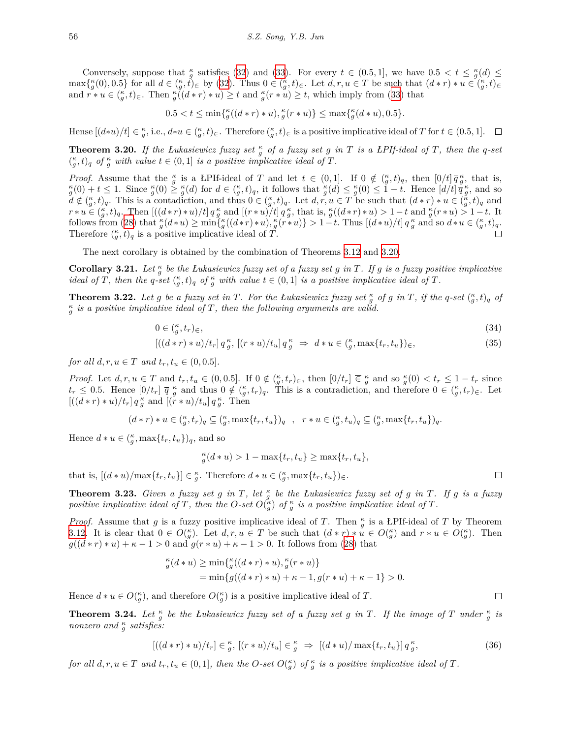Conversely, suppose that $\L^{\kappa}_{g}$ satisfies (32) and (33). For every $t \in (0.5, 1]$, we have $0.5 < t \leq \L^{\kappa}_{g}(d) \leq \max\{\L^{\kappa}_{g}(0), 0.5\}$ for all $d \in (\L^{\kappa}_{g}, t)_{\in}$ by (32). Thus $0 \in (\L^{\kappa}_{g}, t)_{\in}$. Let $d, r, u \in T$ be such that $(d * r) * u \in (\L^{\kappa}_{g}, t)_{\in}$ and $r * u \in (\L^{\kappa}_{g}, t)_{\in}$. Then $\L^{\kappa}_{g}((d * r) * u) \geq t$ and $\L^{\kappa}_{g}(r * u) \geq t$, which imply from (33) that

$$0.5 < t \leq \min\{\L^{\kappa}_{g}((d * r) * u), \L^{\kappa}_{g}(r * u)\} \leq \max\{\L^{\kappa}_{g}(d * u), 0.5\}.$$

Hense $[(d*u)/t] \in \L^{\kappa}_{g}$, i.e., $d*u \in (\L^{\kappa}_{g}, t)_{\in}$. Therefore $(\L^{\kappa}_{g}, t)_{\in}$ is a positive implicative ideal of $T$ for $t \in (0.5, 1]$. □

**Theorem 3.20.** *If the Łukasiewicz fuzzy set $\L^{\kappa}_{g}$ of a fuzzy set $g$ in $T$ is a ŁPIf-ideal of $T$, then the q-set $(\L^{\kappa}_{g}, t)_q$ of $\L^{\kappa}_{g}$ with value $t \in (0, 1]$ is a positive implicative ideal of $T$.*

*Proof.* Assume that the $\L^{\kappa}_{g}$ is a ŁPIf-ideal of $T$ and let $t \in (0, 1]$. If $0 \notin (\L^{\kappa}_{g}, t)_q$, then $[0/t]\, \overline{q}\, \L^{\kappa}_{g}$, that is, $\L^{\kappa}_{g}(0) + t \leq 1$. Since $\L^{\kappa}_{g}(0) \geq \L^{\kappa}_{g}(d)$ for $d \in (\L^{\kappa}_{g}, t)_q$, it follows that $\L^{\kappa}_{g}(d) \leq \L^{\kappa}_{g}(0) \leq 1 - t$. Hence $[d/t]\, \overline{q}\, \L^{\kappa}_{g}$, and so $d \notin (\L^{\kappa}_{g}, t)_q$. This is a contadiction, and thus $0 \in (\L^{\kappa}_{g}, t)_q$. Let $d, r, u \in T$ be such that $(d * r) * u \in (\L^{\kappa}_{g}, t)_q$ and $r * u \in (\L^{\kappa}_{g}, t)_q$. Then $[((d * r) * u)/t]\, q\, \L^{\kappa}_{g}$ and $[(r * u)/t]\, q\, \L^{\kappa}_{g}$, that is, $\L^{\kappa}_{g}((d * r) * u) > 1 - t$ and $\L^{\kappa}_{g}(r * u) > 1 - t$. It follows from (28) that $\L^{\kappa}_{g}(d * u) \geq \min\{\L^{\kappa}_{g}((d * r) * u), \L^{\kappa}_{g}(r * u)\} > 1 - t$. Thus $[(d * u)/t]\, q\, \L^{\kappa}_{g}$ and so $d * u \in (\L^{\kappa}_{g}, t)_q$. Therefore $(\L^{\kappa}_{g}, t)_q$ is a positive implicative ideal of $T$. □

The next corollary is obtained by the combination of Theorems 3.12 and 3.20.

**Corollary 3.21.** *Let $\L^{\kappa}_{g}$ be the Łukasiewicz fuzzy set of a fuzzy set $g$ in $T$. If $g$ is a fuzzy positive implicative ideal of $T$, then the q-set $(\L^{\kappa}_{g}, t)_q$ of $\L^{\kappa}_{g}$ with value $t \in (0, 1]$ is a positive implicative ideal of $T$.*

**Theorem 3.22.** *Let $g$ be a fuzzy set in $T$. For the Łukasiewicz fuzzy set $\L^{\kappa}_{g}$ of $g$ in $T$, if the q-set $(\L^{\kappa}_{g}, t)_q$ of $\L^{\kappa}_{g}$ is a positive implicative ideal of $T$, then the following arguments are valid.*

$$0 \in (\L^{\kappa}_{g}, t_r)_{\in}, \tag{34}$$

$$[((d * r) * u)/t_r]\, q\, \L^{\kappa}_{g},\ [(r * u)/t_u]\, q\, \L^{\kappa}_{g} \ \Rightarrow\ d * u \in (\L^{\kappa}_{g}, \max\{t_r, t_u\})_{\in}, \tag{35}$$

*for all $d, r, u \in T$ and $t_r, t_u \in (0, 0.5]$.*

*Proof.* Let $d, r, u \in T$ and $t_r, t_u \in (0, 0.5]$. If $0 \notin (\L^{\kappa}_{g}, t_r)_{\in}$, then $[0/t_r]\, \overline{\in}\, \L^{\kappa}_{g}$ and so $\L^{\kappa}_{g}(0) < t_r \leq 1 - t_r$ since $t_r \leq 0.5$. Hence $[0/t_r]\, \overline{q}\, \L^{\kappa}_{g}$ and thus $0 \notin (\L^{\kappa}_{g}, t_r)_q$. This is a contradiction, and therefore $0 \in (\L^{\kappa}_{g}, t_r)_{\in}$. Let $[((d * r) * u)/t_r]\, q\, \L^{\kappa}_{g}$ and $[(r * u)/t_u]\, q\, \L^{\kappa}_{g}$. Then

$$(d * r) * u \in (\L^{\kappa}_{g}, t_r)_q \subseteq (\L^{\kappa}_{g}, \max\{t_r, t_u\})_q \quad , \quad r * u \in (\L^{\kappa}_{g}, t_u)_q \subseteq (\L^{\kappa}_{g}, \max\{t_r, t_u\})_q.$$

Hence $d * u \in (\L^{\kappa}_{g}, \max\{t_r, t_u\})_q$, and so

$$\L^{\kappa}_{g}(d * u) > 1 - \max\{t_r, t_u\} \geq \max\{t_r, t_u\},$$

that is, $[(d * u)/\max\{t_r, t_u\}] \in \L^{\kappa}_{g}$. Therefore $d * u \in (\L^{\kappa}_{g}, \max\{t_r, t_u\})_{\in}$. □

**Theorem 3.23.** *Given a fuzzy set $g$ in $T$, let $\L^{\kappa}_{g}$ be the Łukasiewicz fuzzy set of $g$ in $T$. If $g$ is a fuzzy positive implicative ideal of $T$, then the O-set $O(\L^{\kappa}_{g})$ of $\L^{\kappa}_{g}$ is a positive implicative ideal of $T$.*

*Proof.* Assume that $g$ is a fuzzy positive implicative ideal of $T$. Then $\L^{\kappa}_{g}$ is a ŁPIf-ideal of $T$ by Theorem 3.12. It is clear that $0 \in O(\L^{\kappa}_{g})$. Let $d, r, u \in T$ be such that $(d * r) * u \in O(\L^{\kappa}_{g})$ and $r * u \in O(\L^{\kappa}_{g})$. Then $g((d * r) * u) + \kappa - 1 > 0$ and $g(r * u) + \kappa - 1 > 0$. It follows from (28) that

$$\begin{aligned} \L^{\kappa}_{g}(d * u) &\geq \min\{\L^{\kappa}_{g}((d * r) * u), \L^{\kappa}_{g}(r * u)\} \\ &= \min\{g((d * r) * u) + \kappa - 1, g(r * u) + \kappa - 1\} > 0. \end{aligned}$$

Hence $d * u \in O(\L^{\kappa}_{g})$, and therefore $O(\L^{\kappa}_{g})$ is a positive implicative ideal of $T$. □

**Theorem 3.24.** *Let $\L^{\kappa}_{g}$ be the Łukasiewicz fuzzy set of a fuzzy set $g$ in $T$. If the image of $T$ under $\L^{\kappa}_{g}$ is nonzero and $\L^{\kappa}_{g}$ satisfies:*

$$[((d * r) * u)/t_r] \in \L^{\kappa}_{g},\ [(r * u)/t_u] \in \L^{\kappa}_{g} \ \Rightarrow\ [(d * u)/\max\{t_r, t_u\}]\, q\, \L^{\kappa}_{g}, \tag{36}$$

*for all $d, r, u \in T$ and $t_r, t_u \in (0, 1]$, then the O-set $O(\L^{\kappa}_{g})$ of $\L^{\kappa}_{g}$ is a positive implicative ideal of $T$.*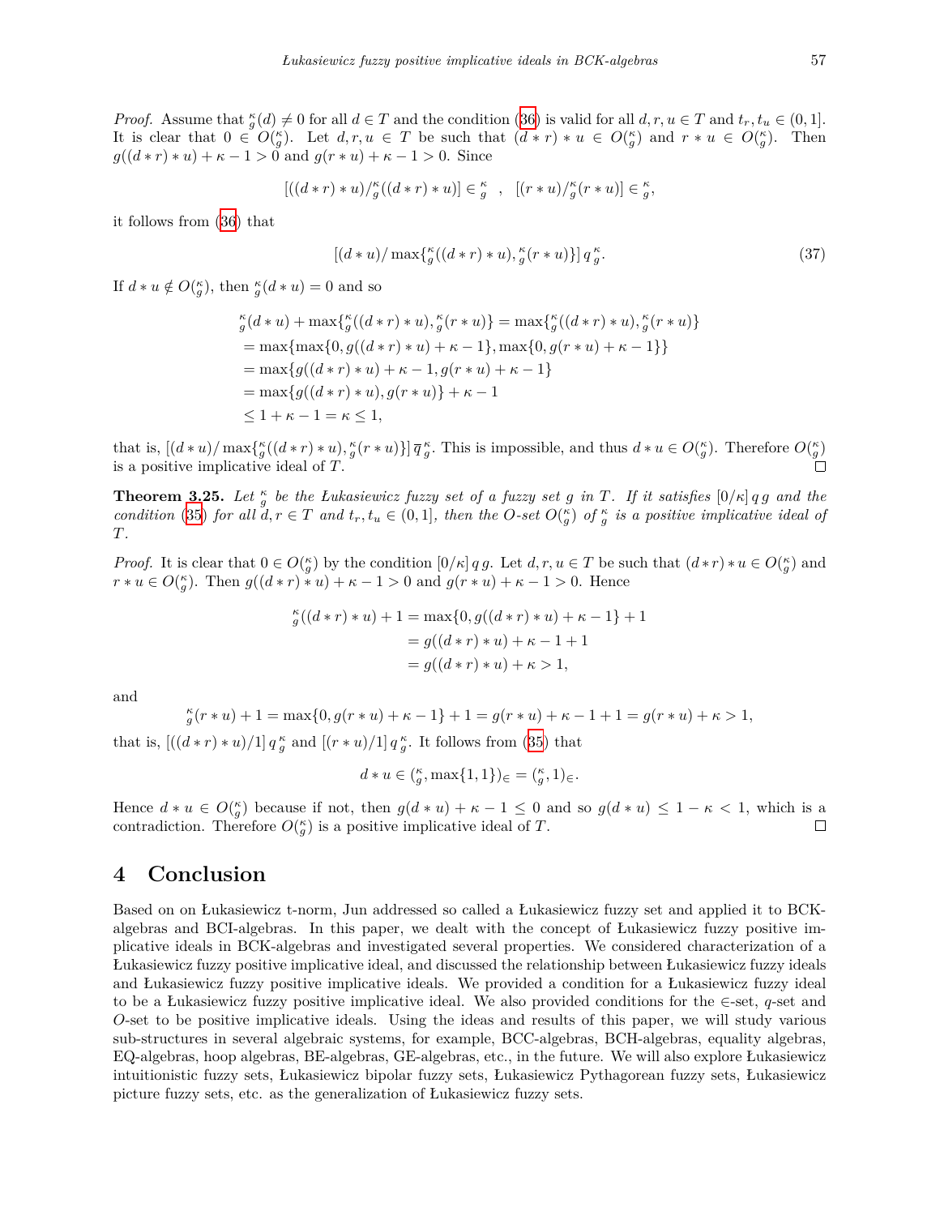*Proof.* Assume that ${}^{\kappa}_{g}(d) \neq 0$ for all $d \in T$ and the condition (36) is valid for all $d, r, u \in T$ and $t_r, t_u \in (0, 1]$. It is clear that $0 \in O({}^{\kappa}_{g})$. Let $d, r, u \in T$ be such that $(d * r) * u \in O({}^{\kappa}_{g})$ and $r * u \in O({}^{\kappa}_{g})$. Then $g((d * r) * u) + \kappa - 1 > 0$ and $g(r * u) + \kappa - 1 > 0$. Since

$$[((d * r) * u)/{}^{\kappa}_{g}((d * r) * u)] \in {}^{\kappa}_{g} \quad , \quad [(r * u)/{}^{\kappa}_{g}(r * u)] \in {}^{\kappa}_{g},$$

it follows from (36) that

$$[(d * u)/ \max\{{}^{\kappa}_{g}((d * r) * u), {}^{\kappa}_{g}(r * u)\}]\, q\, {}^{\kappa}_{g}. \tag{37}$$

If $d * u \notin O({}^{\kappa}_{g})$, then ${}^{\kappa}_{g}(d * u) = 0$ and so

$$\begin{aligned}
&{}^{\kappa}_{g}(d * u) + \max\{{}^{\kappa}_{g}((d * r) * u), {}^{\kappa}_{g}(r * u)\} = \max\{{}^{\kappa}_{g}((d * r) * u), {}^{\kappa}_{g}(r * u)\} \\
&= \max\{\max\{0, g((d * r) * u) + \kappa - 1\}, \max\{0, g(r * u) + \kappa - 1\}\} \\
&= \max\{g((d * r) * u) + \kappa - 1, g(r * u) + \kappa - 1\} \\
&= \max\{g((d * r) * u), g(r * u)\} + \kappa - 1 \\
&\leq 1 + \kappa - 1 = \kappa \leq 1,
\end{aligned}$$

that is, $[(d * u)/ \max\{{}^{\kappa}_{g}((d * r) * u), {}^{\kappa}_{g}(r * u)\}]\, \overline{q}\, {}^{\kappa}_{g}$. This is impossible, and thus $d * u \in O({}^{\kappa}_{g})$. Therefore $O({}^{\kappa}_{g})$ is a positive implicative ideal of $T$. □

**Theorem 3.25.** *Let ${}^{\kappa}_{g}$ be the Łukasiewicz fuzzy set of a fuzzy set $g$ in $T$. If it satisfies $[0/\kappa]\, q\, g$ and the condition (35) for all $d, r \in T$ and $t_r, t_u \in (0, 1]$, then the O-set $O({}^{\kappa}_{g})$ of ${}^{\kappa}_{g}$ is a positive implicative ideal of $T$.*

*Proof.* It is clear that $0 \in O({}^{\kappa}_{g})$ by the condition $[0/\kappa]\, q\, g$. Let $d, r, u \in T$ be such that $(d * r) * u \in O({}^{\kappa}_{g})$ and $r * u \in O({}^{\kappa}_{g})$. Then $g((d * r) * u) + \kappa - 1 > 0$ and $g(r * u) + \kappa - 1 > 0$. Hence

$$\begin{aligned}
{}^{\kappa}_{g}((d * r) * u) + 1 &= \max\{0, g((d * r) * u) + \kappa - 1\} + 1 \\
&= g((d * r) * u) + \kappa - 1 + 1 \\
&= g((d * r) * u) + \kappa > 1,
\end{aligned}$$

and

$${}^{\kappa}_{g}(r * u) + 1 = \max\{0, g(r * u) + \kappa - 1\} + 1 = g(r * u) + \kappa - 1 + 1 = g(r * u) + \kappa > 1,$$

that is, $[((d * r) * u)/1]\, q\, {}^{\kappa}_{g}$ and $[(r * u)/1]\, q\, {}^{\kappa}_{g}$. It follows from (35) that

$$d * u \in ({}^{\kappa}_{g}, \max\{1, 1\})_{\in} = ({}^{\kappa}_{g}, 1)_{\in}.$$

Hence $d * u \in O({}^{\kappa}_{g})$ because if not, then $g(d * u) + \kappa - 1 \leq 0$ and so $g(d * u) \leq 1 - \kappa < 1$, which is a contradiction. Therefore $O({}^{\kappa}_{g})$ is a positive implicative ideal of $T$. □

# 4 Conclusion

Based on on Łukasiewicz t-norm, Jun addressed so called a Łukasiewicz fuzzy set and applied it to BCK-algebras and BCI-algebras. In this paper, we dealt with the concept of Łukasiewicz fuzzy positive implicative ideals in BCK-algebras and investigated several properties. We considered characterization of a Łukasiewicz fuzzy positive implicative ideal, and discussed the relationship between Łukasiewicz fuzzy ideals and Łukasiewicz fuzzy positive implicative ideals. We provided a condition for a Łukasiewicz fuzzy ideal to be a Łukasiewicz fuzzy positive implicative ideal. We also provided conditions for the $\in$-set, $q$-set and $O$-set to be positive implicative ideals. Using the ideas and results of this paper, we will study various sub-structures in several algebraic systems, for example, BCC-algebras, BCH-algebras, equality algebras, EQ-algebras, hoop algebras, BE-algebras, GE-algebras, etc., in the future. We will also explore Łukasiewicz intuitionistic fuzzy sets, Łukasiewicz bipolar fuzzy sets, Łukasiewicz Pythagorean fuzzy sets, Łukasiewicz picture fuzzy sets, etc. as the generalization of Łukasiewicz fuzzy sets.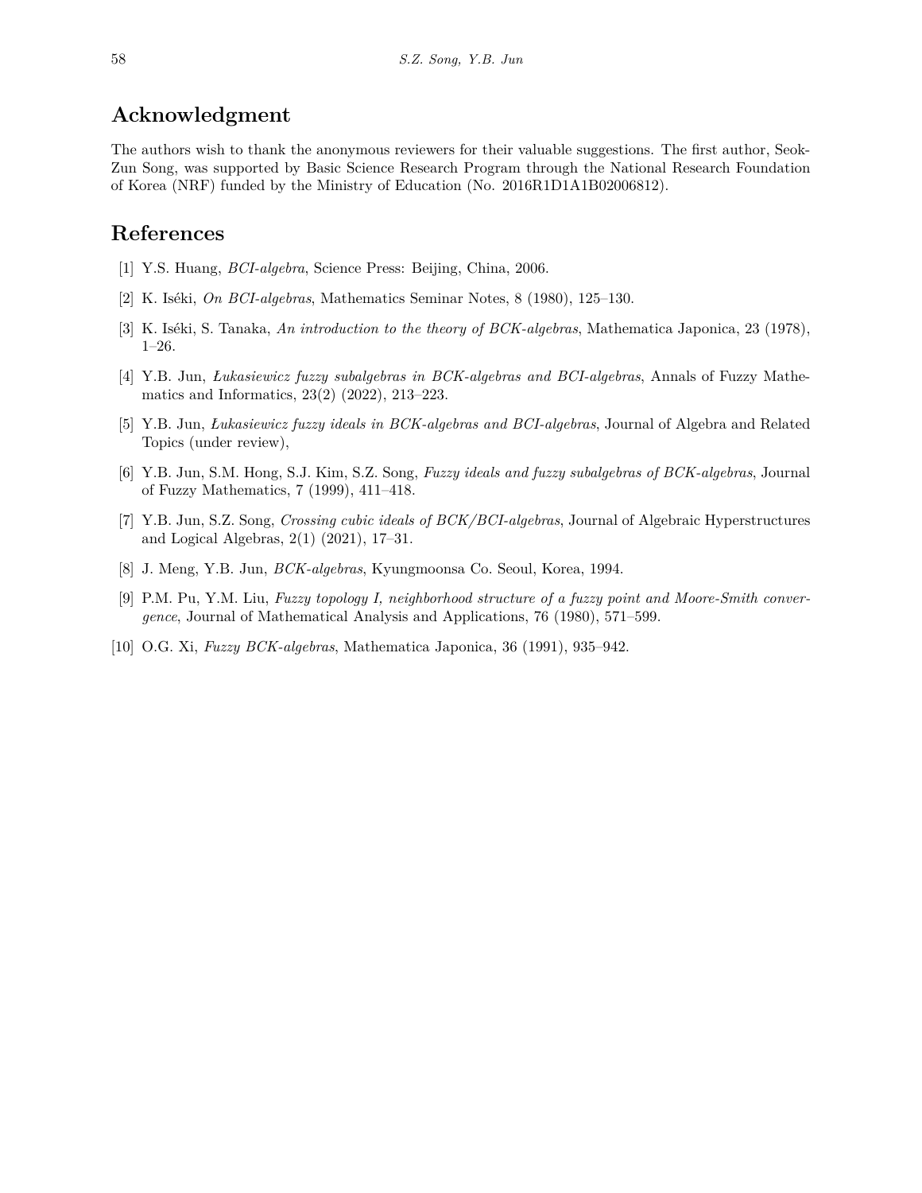## Acknowledgment

The authors wish to thank the anonymous reviewers for their valuable suggestions. The first author, Seok-Zun Song, was supported by Basic Science Research Program through the National Research Foundation of Korea (NRF) funded by the Ministry of Education (No. 2016R1D1A1B02006812).

## References

[1] Y.S. Huang, *BCI-algebra*, Science Press: Beijing, China, 2006.

[2] K. Iséki, *On BCI-algebras*, Mathematics Seminar Notes, 8 (1980), 125–130.

[3] K. Iséki, S. Tanaka, *An introduction to the theory of BCK-algebras*, Mathematica Japonica, 23 (1978), 1–26.

[4] Y.B. Jun, *Łukasiewicz fuzzy subalgebras in BCK-algebras and BCI-algebras*, Annals of Fuzzy Mathematics and Informatics, 23(2) (2022), 213–223.

[5] Y.B. Jun, *Łukasiewicz fuzzy ideals in BCK-algebras and BCI-algebras*, Journal of Algebra and Related Topics (under review),

[6] Y.B. Jun, S.M. Hong, S.J. Kim, S.Z. Song, *Fuzzy ideals and fuzzy subalgebras of BCK-algebras*, Journal of Fuzzy Mathematics, 7 (1999), 411–418.

[7] Y.B. Jun, S.Z. Song, *Crossing cubic ideals of BCK/BCI-algebras*, Journal of Algebraic Hyperstructures and Logical Algebras, 2(1) (2021), 17–31.

[8] J. Meng, Y.B. Jun, *BCK-algebras*, Kyungmoonsa Co. Seoul, Korea, 1994.

[9] P.M. Pu, Y.M. Liu, *Fuzzy topology I, neighborhood structure of a fuzzy point and Moore-Smith convergence*, Journal of Mathematical Analysis and Applications, 76 (1980), 571–599.

[10] O.G. Xi, *Fuzzy BCK-algebras*, Mathematica Japonica, 36 (1991), 935–942.